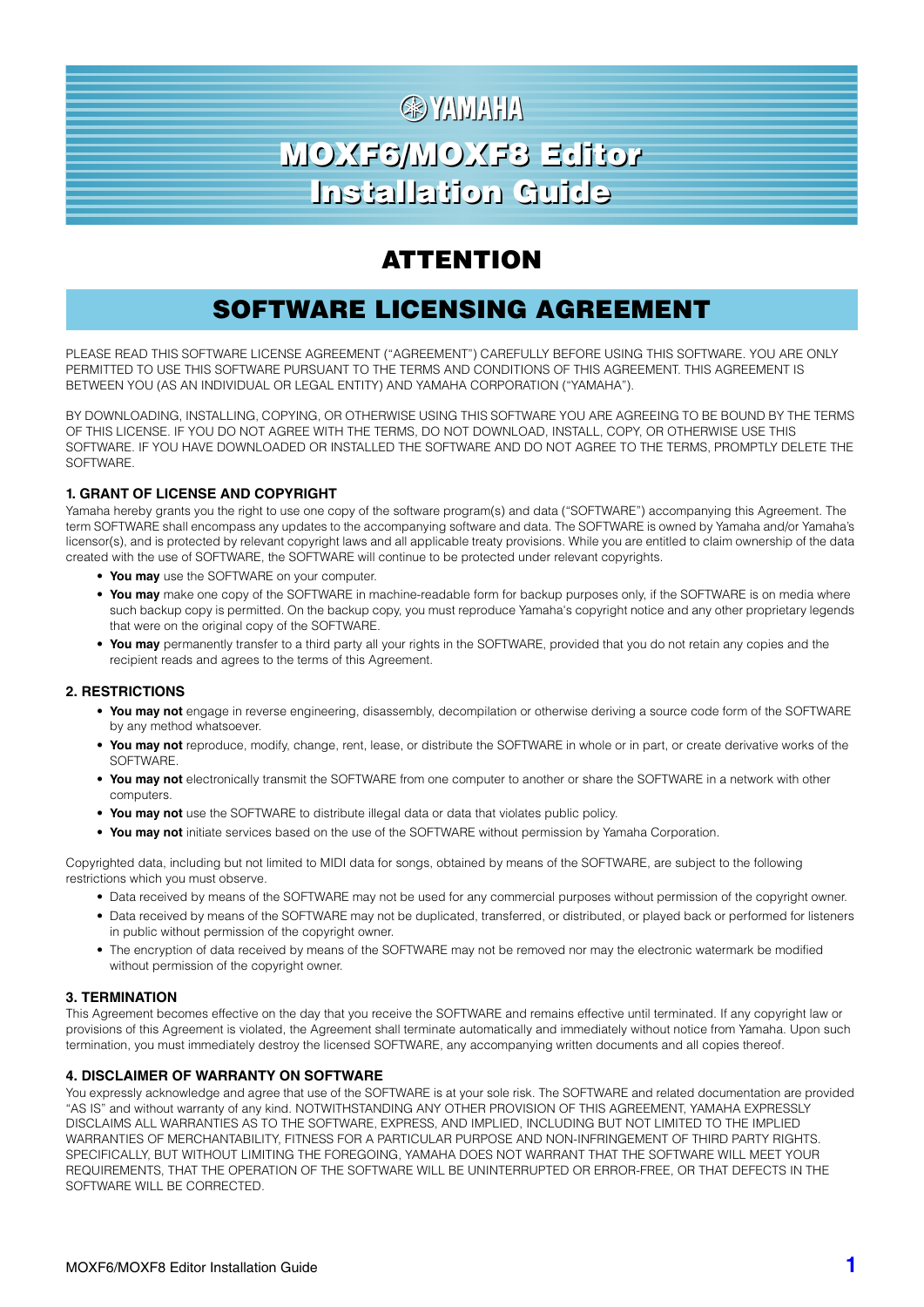# YAMAHA

# MOXF6/MOXF8 Editor Installation Guide

## ATTENTION

## SOFTWARE LICENSING AGREEMENT

PLEASE READ THIS SOFTWARE LICENSE AGREEMENT ("AGREEMENT") CAREFULLY BEFORE USING THIS SOFTWARE. YOU ARE ONLY PERMITTED TO USE THIS SOFTWARE PURSUANT TO THE TERMS AND CONDITIONS OF THIS AGREEMENT. THIS AGREEMENT IS BETWEEN YOU (AS AN INDIVIDUAL OR LEGAL ENTITY) AND YAMAHA CORPORATION ("YAMAHA").

BY DOWNLOADING, INSTALLING, COPYING, OR OTHERWISE USING THIS SOFTWARE YOU ARE AGREEING TO BE BOUND BY THE TERMS OF THIS LICENSE. IF YOU DO NOT AGREE WITH THE TERMS, DO NOT DOWNLOAD, INSTALL, COPY, OR OTHERWISE USE THIS SOFTWARE. IF YOU HAVE DOWNLOADED OR INSTALLED THE SOFTWARE AND DO NOT AGREE TO THE TERMS, PROMPTLY DELETE THE SOFTWARE.

### 1. GRANT OF LICENSE AND COPYRIGHT

Yamaha hereby grants you the right to use one copy of the software program(s) and data ("SOFTWARE") accompanying this Agreement. The term SOFTWARE shall encompass any updates to the accompanying software and data. The SOFTWARE is owned by Yamaha and/or Yamaha's licensor(s), and is protected by relevant copyright laws and all applicable treaty provisions. While you are entitled to claim ownership of the data created with the use of SOFTWARE, the SOFTWARE will continue to be protected under relevant copyrights.

- **You may** use the SOFTWARE on your computer.
- **You may** make one copy of the SOFTWARE in machine-readable form for backup purposes only, if the SOFTWARE is on media where such backup copy is permitted. On the backup copy, you must reproduce Yamaha's copyright notice and any other proprietary legends that were on the original copy of the SOFTWARE.
- **You may** permanently transfer to a third party all your rights in the SOFTWARE, provided that you do not retain any copies and the recipient reads and agrees to the terms of this Agreement.

### 2. RESTRICTIONS

- **You may not** engage in reverse engineering, disassembly, decompilation or otherwise deriving a source code form of the SOFTWARE by any method whatsoever.
- **You may not** reproduce, modify, change, rent, lease, or distribute the SOFTWARE in whole or in part, or create derivative works of the SOFTWARE.
- **You may not** electronically transmit the SOFTWARE from one computer to another or share the SOFTWARE in a network with other computers.
- **You may not** use the SOFTWARE to distribute illegal data or data that violates public policy.
- **You may not** initiate services based on the use of the SOFTWARE without permission by Yamaha Corporation.

Copyrighted data, including but not limited to MIDI data for songs, obtained by means of the SOFTWARE, are subject to the following restrictions which you must observe.

- Data received by means of the SOFTWARE may not be used for any commercial purposes without permission of the copyright owner.
- Data received by means of the SOFTWARE may not be duplicated, transferred, or distributed, or played back or performed for listeners in public without permission of the copyright owner.
- The encryption of data received by means of the SOFTWARE may not be removed nor may the electronic watermark be modified without permission of the copyright owner.

### 3. TERMINATION

This Agreement becomes effective on the day that you receive the SOFTWARE and remains effective until terminated. If any copyright law or provisions of this Agreement is violated, the Agreement shall terminate automatically and immediately without notice from Yamaha. Upon such termination, you must immediately destroy the licensed SOFTWARE, any accompanying written documents and all copies thereof.

### 4. DISCLAIMER OF WARRANTY ON SOFTWARE

You expressly acknowledge and agree that use of the SOFTWARE is at your sole risk. The SOFTWARE and related documentation are provided "AS IS" and without warranty of any kind. NOTWITHSTANDING ANY OTHER PROVISION OF THIS AGREEMENT, YAMAHA EXPRESSLY DISCLAIMS ALL WARRANTIES AS TO THE SOFTWARE, EXPRESS, AND IMPLIED, INCLUDING BUT NOT LIMITED TO THE IMPLIED WARRANTIES OF MERCHANTABILITY, FITNESS FOR A PARTICULAR PURPOSE AND NON-INFRINGEMENT OF THIRD PARTY RIGHTS. SPECIFICALLY, BUT WITHOUT LIMITING THE FOREGOING, YAMAHA DOES NOT WARRANT THAT THE SOFTWARE WILL MEET YOUR REQUIREMENTS, THAT THE OPERATION OF THE SOFTWARE WILL BE UNINTERRUPTED OR ERROR-FREE, OR THAT DEFECTS IN THE SOFTWARE WILL BE CORRECTED.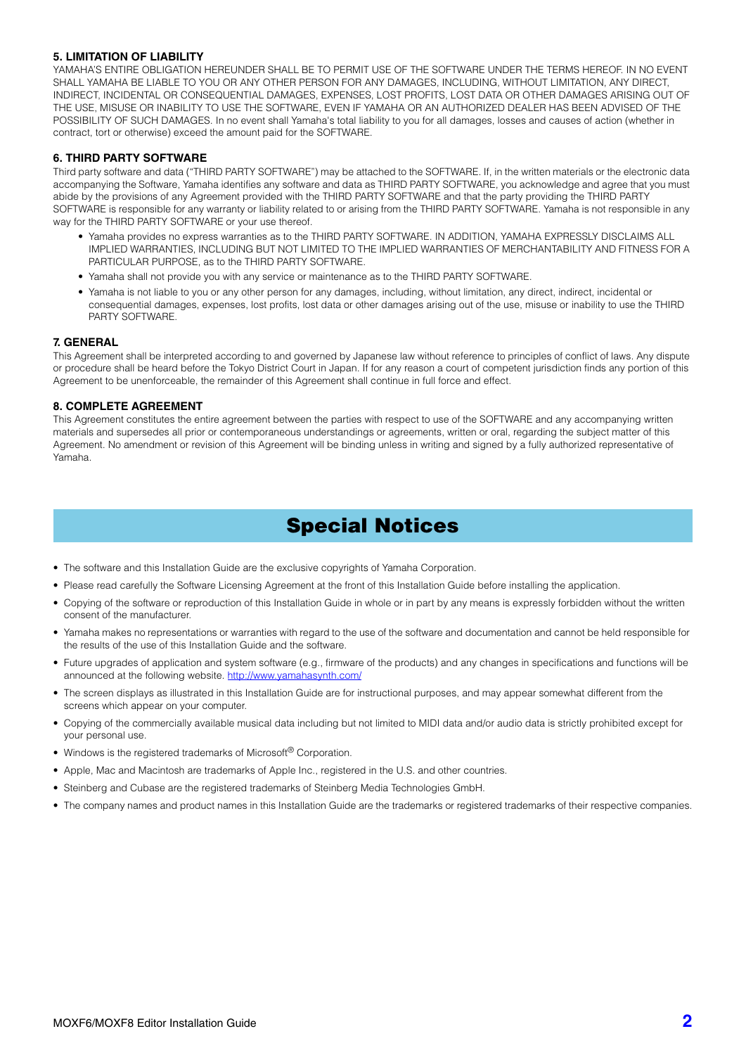### 5. LIMITATION OF LIABILITY

YAMAHA'S ENTIRE OBLIGATION HEREUNDER SHALL BE TO PERMIT USE OF THE SOFTWARE UNDER THE TERMS HEREOF. IN NO EVENT SHALL YAMAHA BE LIABLE TO YOU OR ANY OTHER PERSON FOR ANY DAMAGES, INCLUDING, WITHOUT LIMITATION, ANY DIRECT, INDIRECT, INCIDENTAL OR CONSEQUENTIAL DAMAGES, EXPENSES, LOST PROFITS, LOST DATA OR OTHER DAMAGES ARISING OUT OF THE USE, MISUSE OR INABILITY TO USE THE SOFTWARE, EVEN IF YAMAHA OR AN AUTHORIZED DEALER HAS BEEN ADVISED OF THE POSSIBILITY OF SUCH DAMAGES. In no event shall Yamaha's total liability to you for all damages, losses and causes of action (whether in contract, tort or otherwise) exceed the amount paid for the SOFTWARE.

### 6. THIRD PARTY SOFTWARE

Third party software and data ("THIRD PARTY SOFTWARE") may be attached to the SOFTWARE. If, in the written materials or the electronic data accompanying the Software, Yamaha identifies any software and data as THIRD PARTY SOFTWARE, you acknowledge and agree that you must abide by the provisions of any Agreement provided with the THIRD PARTY SOFTWARE and that the party providing the THIRD PARTY SOFTWARE is responsible for any warranty or liability related to or arising from the THIRD PARTY SOFTWARE. Yamaha is not responsible in any way for the THIRD PARTY SOFTWARE or your use thereof.

- Yamaha provides no express warranties as to the THIRD PARTY SOFTWARE. IN ADDITION, YAMAHA EXPRESSLY DISCLAIMS ALL IMPLIED WARRANTIES, INCLUDING BUT NOT LIMITED TO THE IMPLIED WARRANTIES OF MERCHANTABILITY AND FITNESS FOR A PARTICULAR PURPOSE, as to the THIRD PARTY SOFTWARE.
- Yamaha shall not provide you with any service or maintenance as to the THIRD PARTY SOFTWARE.
- Yamaha is not liable to you or any other person for any damages, including, without limitation, any direct, indirect, incidental or consequential damages, expenses, lost profits, lost data or other damages arising out of the use, misuse or inability to use the THIRD PARTY SOFTWARE.

### 7. GENERAL

This Agreement shall be interpreted according to and governed by Japanese law without reference to principles of conflict of laws. Any dispute or procedure shall be heard before the Tokyo District Court in Japan. If for any reason a court of competent jurisdiction finds any portion of this Agreement to be unenforceable, the remainder of this Agreement shall continue in full force and effect.

### 8. COMPLETE AGREEMENT

This Agreement constitutes the entire agreement between the parties with respect to use of the SOFTWARE and any accompanying written materials and supersedes all prior or contemporaneous understandings or agreements, written or oral, regarding the subject matter of this Agreement. No amendment or revision of this Agreement will be binding unless in writing and signed by a fully authorized representative of Yamaha.

## Special Notices

- The software and this Installation Guide are the exclusive copyrights of Yamaha Corporation.
- Please read carefully the Software Licensing Agreement at the front of this Installation Guide before installing the application.
- Copying of the software or reproduction of this Installation Guide in whole or in part by any means is expressly forbidden without the written consent of the manufacturer.
- Yamaha makes no representations or warranties with regard to the use of the software and documentation and cannot be held responsible for the results of the use of this Installation Guide and the software.
- Future upgrades of application and system software (e.g., firmware of the products) and any changes in specifications and functions will be announced at the following website. http://www.yamahasynth.com/
- The screen displays as illustrated in this Installation Guide are for instructional purposes, and may appear somewhat different from the screens which appear on your computer.
- Copying of the commercially available musical data including but not limited to MIDI data and/or audio data is strictly prohibited except for your personal use.
- Windows is the registered trademarks of Microsoft® Corporation.
- Apple, Mac and Macintosh are trademarks of Apple Inc., registered in the U.S. and other countries.
- Steinberg and Cubase are the registered trademarks of Steinberg Media Technologies GmbH.
- The company names and product names in this Installation Guide are the trademarks or registered trademarks of their respective companies.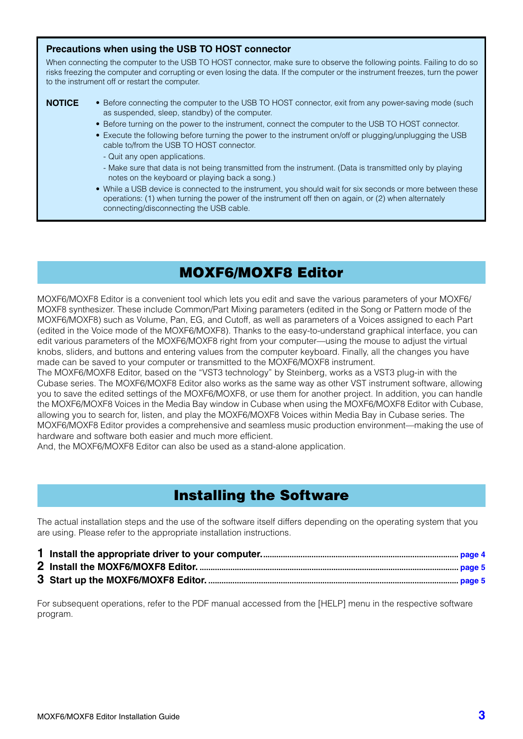### Precautions when using the USB TO HOST connector

When connecting the computer to the USB TO HOST connector, make sure to observe the following points. Failing to do so risks freezing the computer and corrupting or even losing the data. If the computer or the instrument freezes, turn the power to the instrument off or restart the computer.

**NOTICE**

- Before connecting the computer to the USB TO HOST connector, exit from any power-saving mode (such as suspended, sleep, standby) of the computer.
- Before turning on the power to the instrument, connect the computer to the USB TO HOST connector.
- Execute the following before turning the power to the instrument on/off or plugging/unplugging the USB cable to/from the USB TO HOST connector.
  - Quit any open applications.
  - Make sure that data is not being transmitted from the instrument. (Data is transmitted only by playing notes on the keyboard or playing back a song.)
- While a USB device is connected to the instrument, you should wait for six seconds or more between these operations: (1) when turning the power of the instrument off then on again, or (2) when alternately connecting/disconnecting the USB cable.

## MOXF6/MOXF8 Editor

MOXF6/MOXF8 Editor is a convenient tool which lets you edit and save the various parameters of your MOXF6/MOXF8 synthesizer. These include Common/Part Mixing parameters (edited in the Song or Pattern mode of the MOXF6/MOXF8) such as Volume, Pan, EG, and Cutoff, as well as parameters of a Voices assigned to each Part (edited in the Voice mode of the MOXF6/MOXF8). Thanks to the easy-to-understand graphical interface, you can edit various parameters of the MOXF6/MOXF8 right from your computer—using the mouse to adjust the virtual knobs, sliders, and buttons and entering values from the computer keyboard. Finally, all the changes you have made can be saved to your computer or transmitted to the MOXF6/MOXF8 instrument.
The MOXF6/MOXF8 Editor, based on the "VST3 technology" by Steinberg, works as a VST3 plug-in with the Cubase series. The MOXF6/MOXF8 Editor also works as the same way as other VST instrument software, allowing you to save the edited settings of the MOXF6/MOXF8, or use them for another project. In addition, you can handle the MOXF6/MOXF8 Voices in the Media Bay window in Cubase when using the MOXF6/MOXF8 Editor with Cubase, allowing you to search for, listen, and play the MOXF6/MOXF8 Voices within Media Bay in Cubase series. The MOXF6/MOXF8 Editor provides a comprehensive and seamless music production environment—making the use of hardware and software both easier and much more efficient.
And, the MOXF6/MOXF8 Editor can also be used as a stand-alone application.

## Installing the Software

The actual installation steps and the use of the software itself differs depending on the operating system that you are using. Please refer to the appropriate installation instructions.

1. **Install the appropriate driver to your computer.** ........ page 4
2. **Install the MOXF6/MOXF8 Editor.** ........ page 5
3. **Start up the MOXF6/MOXF8 Editor.** ........ page 5

For subsequent operations, refer to the PDF manual accessed from the [HELP] menu in the respective software program.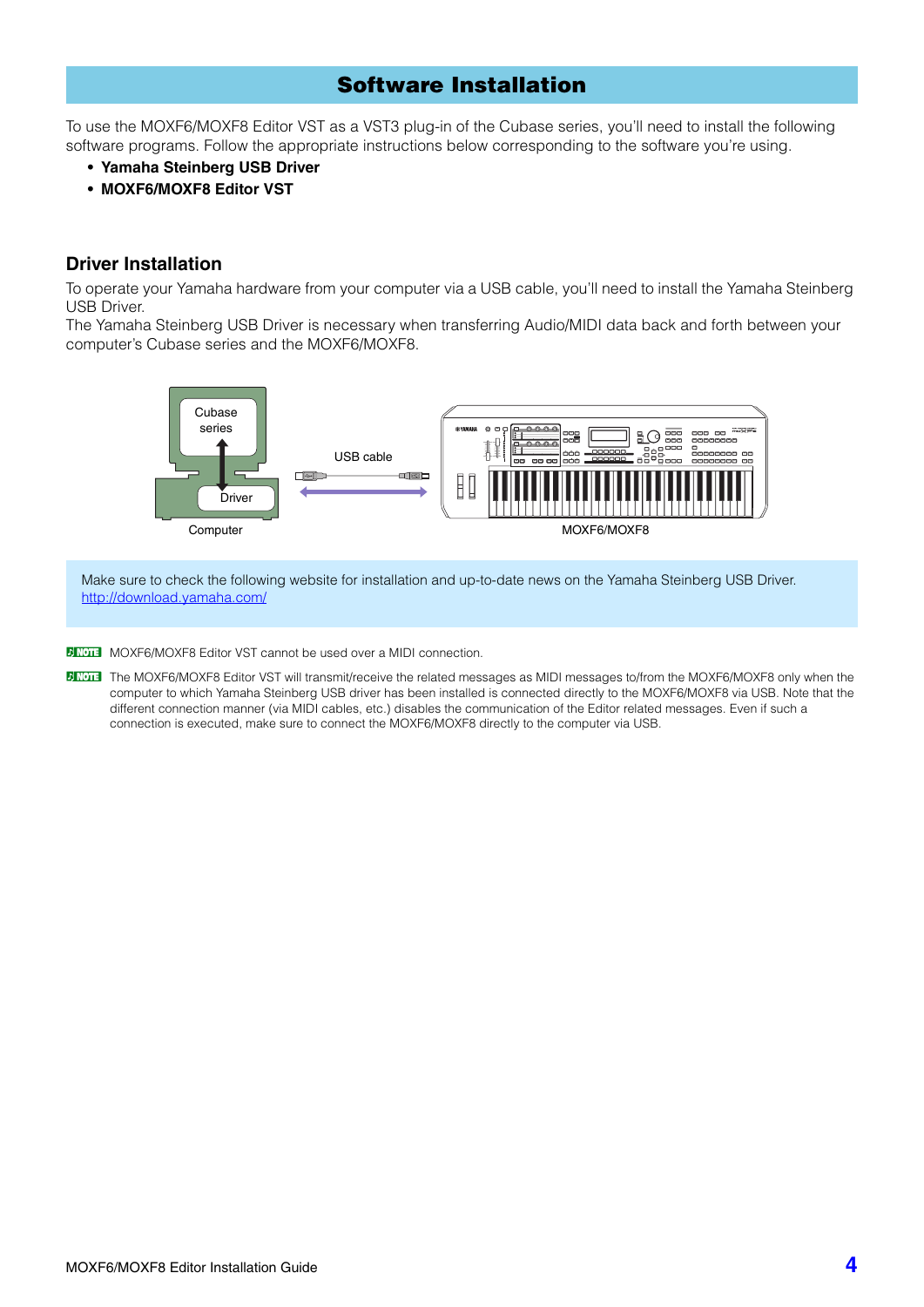# Software Installation

To use the MOXF6/MOXF8 Editor VST as a VST3 plug-in of the Cubase series, you'll need to install the following software programs. Follow the appropriate instructions below corresponding to the software you're using.

- **Yamaha Steinberg USB Driver**
- **MOXF6/MOXF8 Editor VST**

## Driver Installation

To operate your Yamaha hardware from your computer via a USB cable, you'll need to install the Yamaha Steinberg USB Driver.
The Yamaha Steinberg USB Driver is necessary when transferring Audio/MIDI data back and forth between your computer's Cubase series and the MOXF6/MOXF8.

Make sure to check the following website for installation and up-to-date news on the Yamaha Steinberg USB Driver.
http://download.yamaha.com/

NOTE MOXF6/MOXF8 Editor VST cannot be used over a MIDI connection.

NOTE The MOXF6/MOXF8 Editor VST will transmit/receive the related messages as MIDI messages to/from the MOXF6/MOXF8 only when the computer to which Yamaha Steinberg USB driver has been installed is connected directly to the MOXF6/MOXF8 via USB. Note that the different connection manner (via MIDI cables, etc.) disables the communication of the Editor related messages. Even if such a connection is executed, make sure to connect the MOXF6/MOXF8 directly to the computer via USB.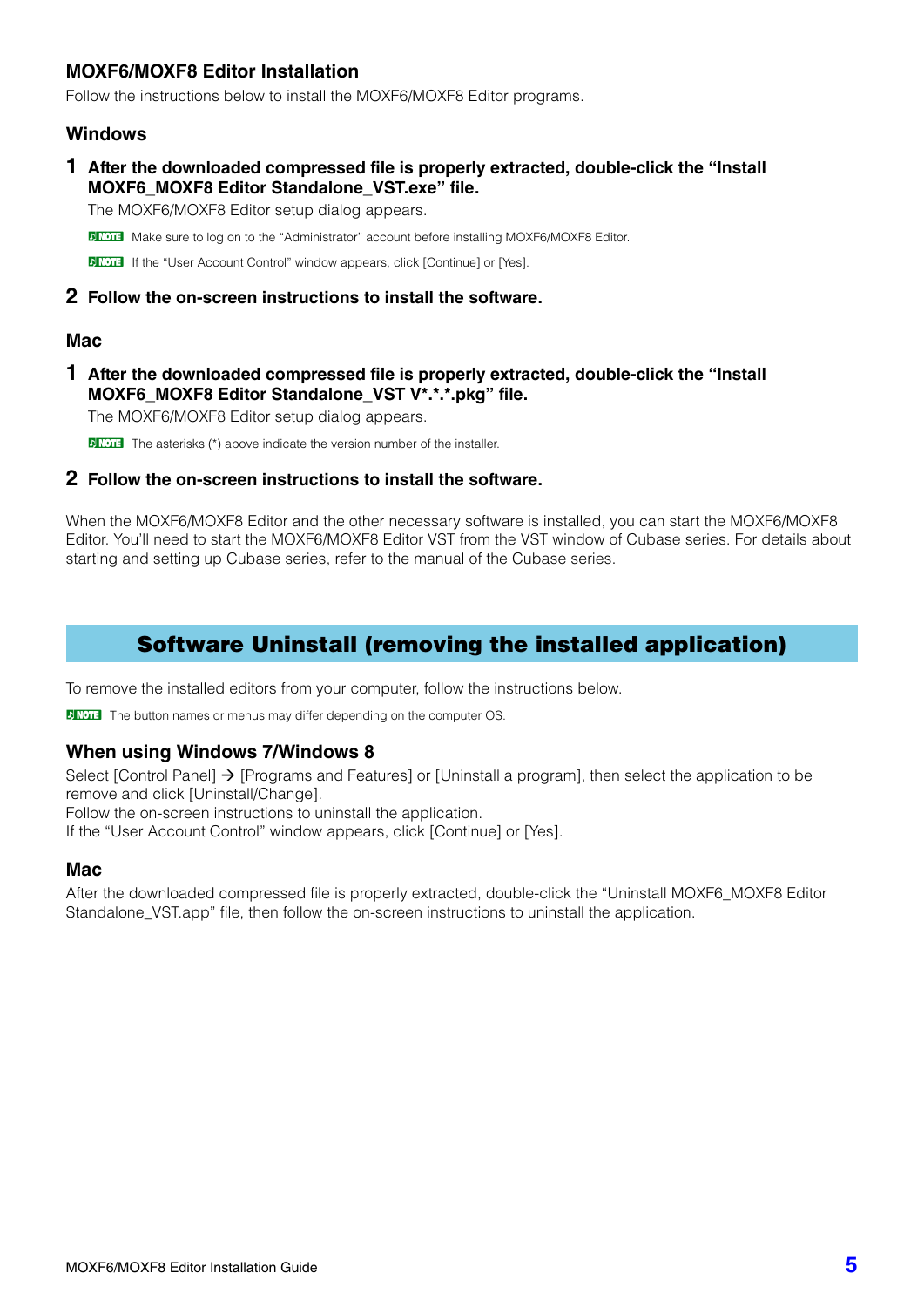### MOXF6/MOXF8 Editor Installation

Follow the instructions below to install the MOXF6/MOXF8 Editor programs.

#### Windows

**1 After the downloaded compressed file is properly extracted, double-click the "Install MOXF6_MOXF8 Editor Standalone_VST.exe" file.**

The MOXF6/MOXF8 Editor setup dialog appears.

NOTE Make sure to log on to the "Administrator" account before installing MOXF6/MOXF8 Editor.

NOTE If the "User Account Control" window appears, click [Continue] or [Yes].

**2 Follow the on-screen instructions to install the software.**

#### Mac

**1 After the downloaded compressed file is properly extracted, double-click the "Install MOXF6_MOXF8 Editor Standalone_VST V*.*.*.pkg" file.**

The MOXF6/MOXF8 Editor setup dialog appears.

NOTE The asterisks (*) above indicate the version number of the installer.

**2 Follow the on-screen instructions to install the software.**

When the MOXF6/MOXF8 Editor and the other necessary software is installed, you can start the MOXF6/MOXF8 Editor. You'll need to start the MOXF6/MOXF8 Editor VST from the VST window of Cubase series. For details about starting and setting up Cubase series, refer to the manual of the Cubase series.

## Software Uninstall (removing the installed application)

To remove the installed editors from your computer, follow the instructions below.

NOTE The button names or menus may differ depending on the computer OS.

### When using Windows 7/Windows 8

Select [Control Panel] → [Programs and Features] or [Uninstall a program], then select the application to be remove and click [Uninstall/Change].
Follow the on-screen instructions to uninstall the application.
If the "User Account Control" window appears, click [Continue] or [Yes].

### Mac

After the downloaded compressed file is properly extracted, double-click the "Uninstall MOXF6_MOXF8 Editor Standalone_VST.app" file, then follow the on-screen instructions to uninstall the application.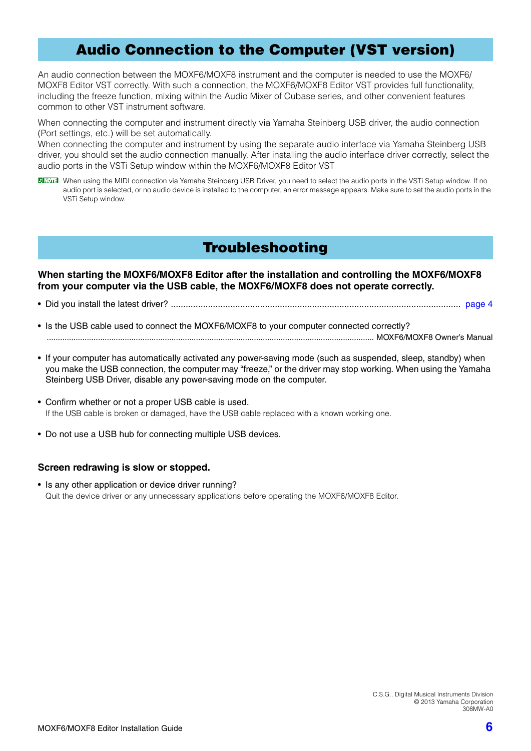## Audio Connection to the Computer (VST version)

An audio connection between the MOXF6/MOXF8 instrument and the computer is needed to use the MOXF6/MOXF8 Editor VST correctly. With such a connection, the MOXF6/MOXF8 Editor VST provides full functionality, including the freeze function, mixing within the Audio Mixer of Cubase series, and other convenient features common to other VST instrument software.

When connecting the computer and instrument directly via Yamaha Steinberg USB driver, the audio connection (Port settings, etc.) will be set automatically.
When connecting the computer and instrument by using the separate audio interface via Yamaha Steinberg USB driver, you should set the audio connection manually. After installing the audio interface driver correctly, select the audio ports in the VSTi Setup window within the MOXF6/MOXF8 Editor VST

NOTE When using the MIDI connection via Yamaha Steinberg USB Driver, you need to select the audio ports in the VSTi Setup window. If no audio port is selected, or no audio device is installed to the computer, an error message appears. Make sure to set the audio ports in the VSTi Setup window.

## Troubleshooting

**When starting the MOXF6/MOXF8 Editor after the installation and controlling the MOXF6/MOXF8 from your computer via the USB cable, the MOXF6/MOXF8 does not operate correctly.**

- Did you install the latest driver? ........................................ page 4
- Is the USB cable used to connect the MOXF6/MOXF8 to your computer connected correctly? ........................................ MOXF6/MOXF8 Owner's Manual
- If your computer has automatically activated any power-saving mode (such as suspended, sleep, standby) when you make the USB connection, the computer may "freeze," or the driver may stop working. When using the Yamaha Steinberg USB Driver, disable any power-saving mode on the computer.
- Confirm whether or not a proper USB cable is used.
  If the USB cable is broken or damaged, have the USB cable replaced with a known working one.
- Do not use a USB hub for connecting multiple USB devices.

**Screen redrawing is slow or stopped.**

- Is any other application or device driver running?
  Quit the device driver or any unnecessary applications before operating the MOXF6/MOXF8 Editor.

C.S.G., Digital Musical Instruments Division
© 2013 Yamaha Corporation
308MW-A0